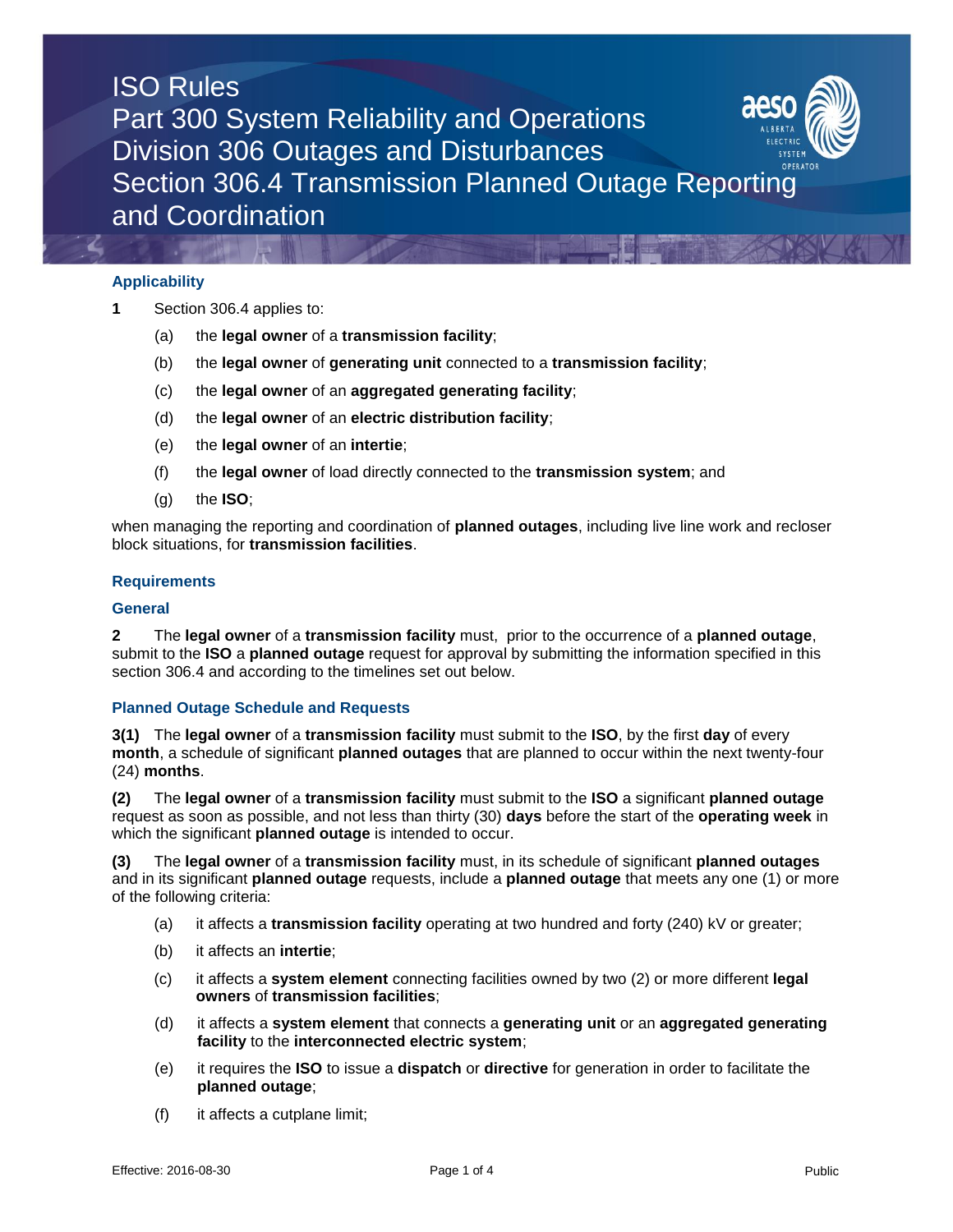# ISO Rules
# Part 300 System Reliability and Operations
# Division 306 Outages and Disturbances
# Section 306.4 Transmission Planned Outage Reporting and Coordination

## Applicability

**1** Section 306.4 applies to:

(a) the **legal owner** of a **transmission facility**;

(b) the **legal owner** of **generating unit** connected to a **transmission facility**;

(c) the **legal owner** of an **aggregated generating facility**;

(d) the **legal owner** of an **electric distribution facility**;

(e) the **legal owner** of an **intertie**;

(f) the **legal owner** of load directly connected to the **transmission system**; and

(g) the **ISO**;

when managing the reporting and coordination of **planned outages**, including live line work and recloser block situations, for **transmission facilities**.

## Requirements

### General

**2** The **legal owner** of a **transmission facility** must, prior to the occurrence of a **planned outage**, submit to the **ISO** a **planned outage** request for approval by submitting the information specified in this section 306.4 and according to the timelines set out below.

### Planned Outage Schedule and Requests

**3(1)** The **legal owner** of a **transmission facility** must submit to the **ISO**, by the first **day** of every **month**, a schedule of significant **planned outages** that are planned to occur within the next twenty-four (24) **months**.

**(2)** The **legal owner** of a **transmission facility** must submit to the **ISO** a significant **planned outage** request as soon as possible, and not less than thirty (30) **days** before the start of the **operating week** in which the significant **planned outage** is intended to occur.

**(3)** The **legal owner** of a **transmission facility** must, in its schedule of significant **planned outages** and in its significant **planned outage** requests, include a **planned outage** that meets any one (1) or more of the following criteria:

(a) it affects a **transmission facility** operating at two hundred and forty (240) kV or greater;

(b) it affects an **intertie**;

(c) it affects a **system element** connecting facilities owned by two (2) or more different **legal owners** of **transmission facilities**;

(d) it affects a **system element** that connects a **generating unit** or an **aggregated generating facility** to the **interconnected electric system**;

(e) it requires the **ISO** to issue a **dispatch** or **directive** for generation in order to facilitate the **planned outage**;

(f) it affects a cutplane limit;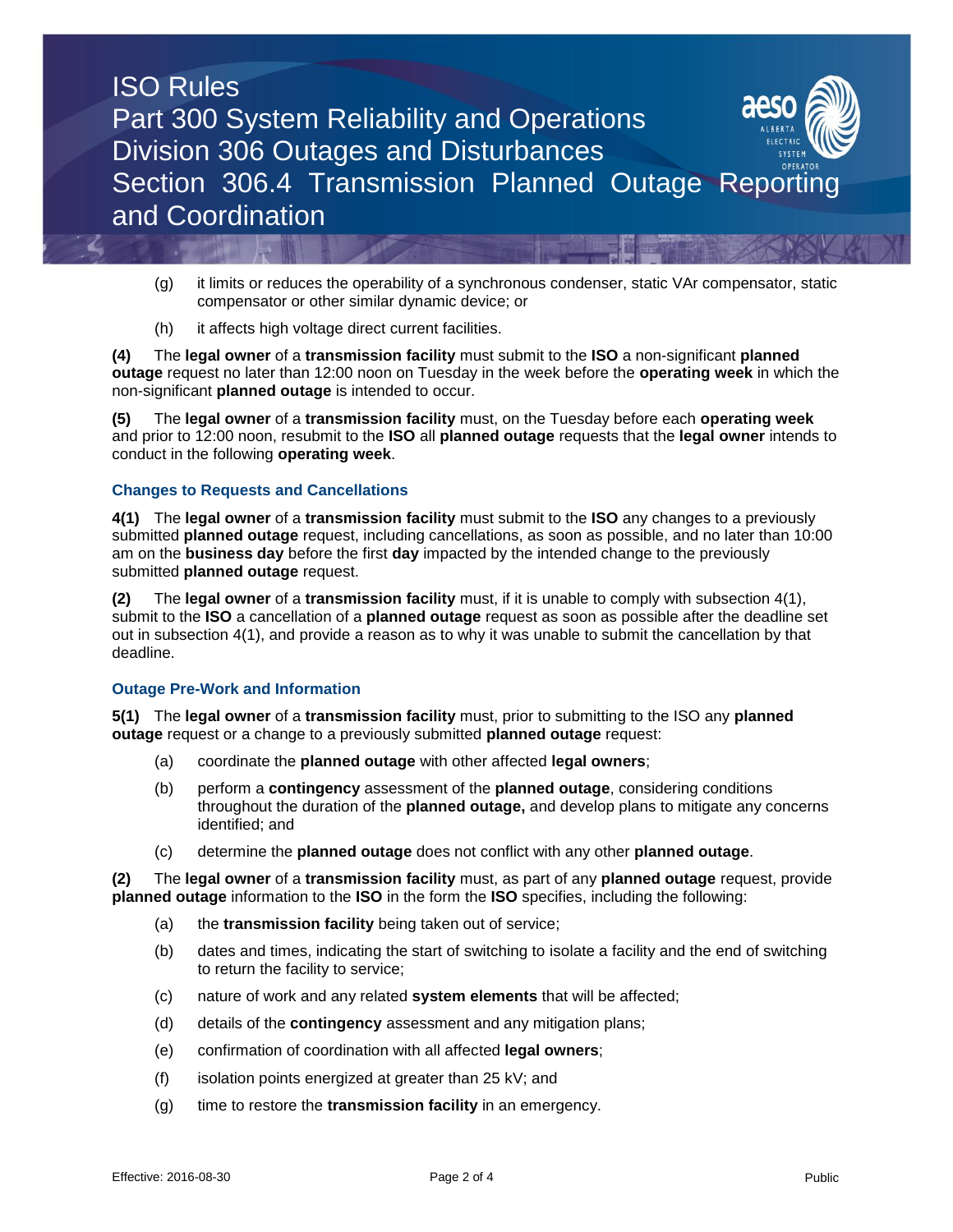(g) it limits or reduces the operability of a synchronous condenser, static VAr compensator, static compensator or other similar dynamic device; or

(h) it affects high voltage direct current facilities.

**(4)** The **legal owner** of a **transmission facility** must submit to the **ISO** a non-significant **planned outage** request no later than 12:00 noon on Tuesday in the week before the **operating week** in which the non-significant **planned outage** is intended to occur.

**(5)** The **legal owner** of a **transmission facility** must, on the Tuesday before each **operating week** and prior to 12:00 noon, resubmit to the **ISO** all **planned outage** requests that the **legal owner** intends to conduct in the following **operating week**.

### Changes to Requests and Cancellations

**4(1)** The **legal owner** of a **transmission facility** must submit to the **ISO** any changes to a previously submitted **planned outage** request, including cancellations, as soon as possible, and no later than 10:00 am on the **business day** before the first **day** impacted by the intended change to the previously submitted **planned outage** request.

**(2)** The **legal owner** of a **transmission facility** must, if it is unable to comply with subsection 4(1), submit to the **ISO** a cancellation of a **planned outage** request as soon as possible after the deadline set out in subsection 4(1), and provide a reason as to why it was unable to submit the cancellation by that deadline.

### Outage Pre-Work and Information

**5(1)** The **legal owner** of a **transmission facility** must, prior to submitting to the ISO any **planned outage** request or a change to a previously submitted **planned outage** request:

(a) coordinate the **planned outage** with other affected **legal owners**;

(b) perform a **contingency** assessment of the **planned outage**, considering conditions throughout the duration of the **planned outage,** and develop plans to mitigate any concerns identified; and

(c) determine the **planned outage** does not conflict with any other **planned outage**.

**(2)** The **legal owner** of a **transmission facility** must, as part of any **planned outage** request, provide **planned outage** information to the **ISO** in the form the **ISO** specifies, including the following:

(a) the **transmission facility** being taken out of service;

(b) dates and times, indicating the start of switching to isolate a facility and the end of switching to return the facility to service;

(c) nature of work and any related **system elements** that will be affected;

(d) details of the **contingency** assessment and any mitigation plans;

(e) confirmation of coordination with all affected **legal owners**;

(f) isolation points energized at greater than 25 kV; and

(g) time to restore the **transmission facility** in an emergency.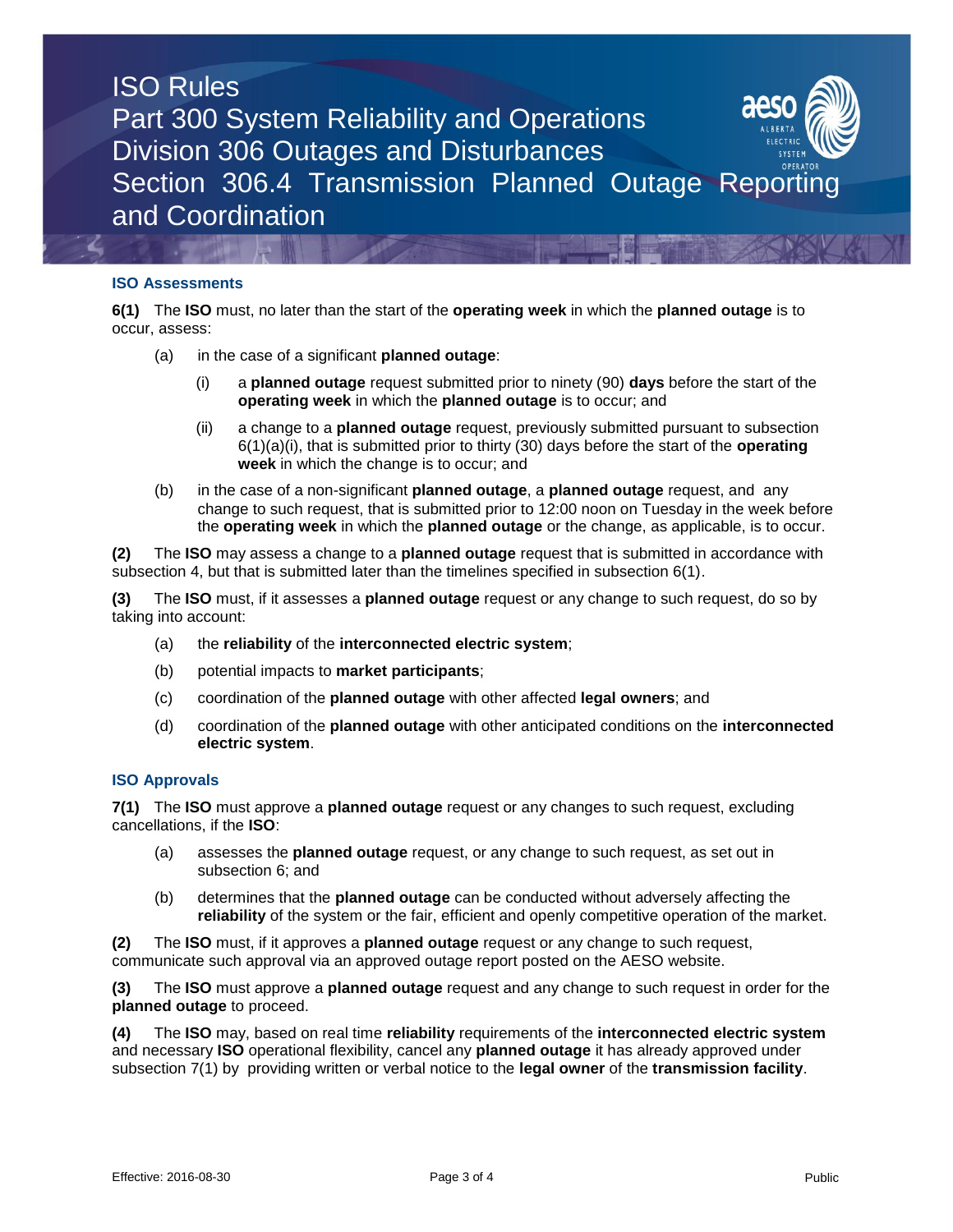### ISO Assessments

**6(1)** The **ISO** must, no later than the start of the **operating week** in which the **planned outage** is to occur, assess:

(a) in the case of a significant **planned outage**:

(i) a **planned outage** request submitted prior to ninety (90) **days** before the start of the **operating week** in which the **planned outage** is to occur; and

(ii) a change to a **planned outage** request, previously submitted pursuant to subsection 6(1)(a)(i), that is submitted prior to thirty (30) days before the start of the **operating week** in which the change is to occur; and

(b) in the case of a non-significant **planned outage**, a **planned outage** request, and any change to such request, that is submitted prior to 12:00 noon on Tuesday in the week before the **operating week** in which the **planned outage** or the change, as applicable, is to occur.

**(2)** The **ISO** may assess a change to a **planned outage** request that is submitted in accordance with subsection 4, but that is submitted later than the timelines specified in subsection 6(1).

**(3)** The **ISO** must, if it assesses a **planned outage** request or any change to such request, do so by taking into account:

(a) the **reliability** of the **interconnected electric system**;

(b) potential impacts to **market participants**;

(c) coordination of the **planned outage** with other affected **legal owners**; and

(d) coordination of the **planned outage** with other anticipated conditions on the **interconnected electric system**.

### ISO Approvals

**7(1)** The **ISO** must approve a **planned outage** request or any changes to such request, excluding cancellations, if the **ISO**:

(a) assesses the **planned outage** request, or any change to such request, as set out in subsection 6; and

(b) determines that the **planned outage** can be conducted without adversely affecting the **reliability** of the system or the fair, efficient and openly competitive operation of the market.

**(2)** The **ISO** must, if it approves a **planned outage** request or any change to such request, communicate such approval via an approved outage report posted on the AESO website.

**(3)** The **ISO** must approve a **planned outage** request and any change to such request in order for the **planned outage** to proceed.

**(4)** The **ISO** may, based on real time **reliability** requirements of the **interconnected electric system** and necessary **ISO** operational flexibility, cancel any **planned outage** it has already approved under subsection 7(1) by providing written or verbal notice to the **legal owner** of the **transmission facility**.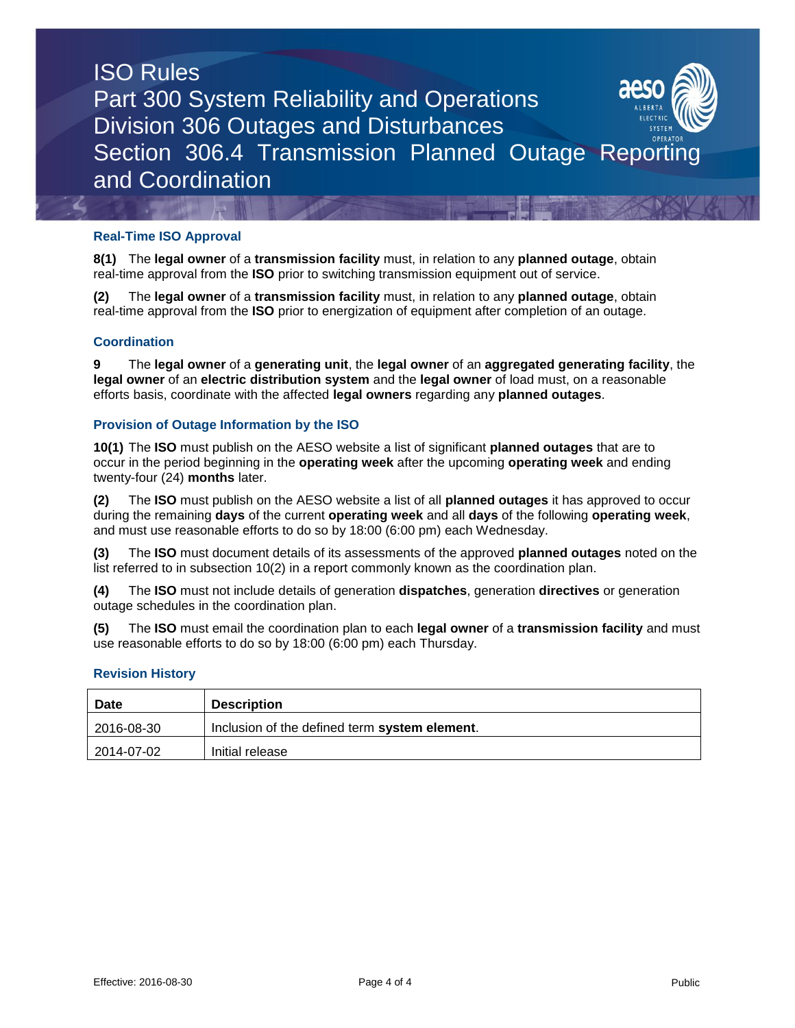## Real-Time ISO Approval

**8(1)** The **legal owner** of a **transmission facility** must, in relation to any **planned outage**, obtain real-time approval from the **ISO** prior to switching transmission equipment out of service.

**(2)** The **legal owner** of a **transmission facility** must, in relation to any **planned outage**, obtain real-time approval from the **ISO** prior to energization of equipment after completion of an outage.

## Coordination

**9** The **legal owner** of a **generating unit**, the **legal owner** of an **aggregated generating facility**, the **legal owner** of an **electric distribution system** and the **legal owner** of load must, on a reasonable efforts basis, coordinate with the affected **legal owners** regarding any **planned outages**.

## Provision of Outage Information by the ISO

**10(1)** The **ISO** must publish on the AESO website a list of significant **planned outages** that are to occur in the period beginning in the **operating week** after the upcoming **operating week** and ending twenty-four (24) **months** later.

**(2)** The **ISO** must publish on the AESO website a list of all **planned outages** it has approved to occur during the remaining **days** of the current **operating week** and all **days** of the following **operating week**, and must use reasonable efforts to do so by 18:00 (6:00 pm) each Wednesday.

**(3)** The **ISO** must document details of its assessments of the approved **planned outages** noted on the list referred to in subsection 10(2) in a report commonly known as the coordination plan.

**(4)** The **ISO** must not include details of generation **dispatches**, generation **directives** or generation outage schedules in the coordination plan.

**(5)** The **ISO** must email the coordination plan to each **legal owner** of a **transmission facility** and must use reasonable efforts to do so by 18:00 (6:00 pm) each Thursday.

## Revision History

| Date | Description |
| --- | --- |
| 2016-08-30 | Inclusion of the defined term **system element**. |
| 2014-07-02 | Initial release |